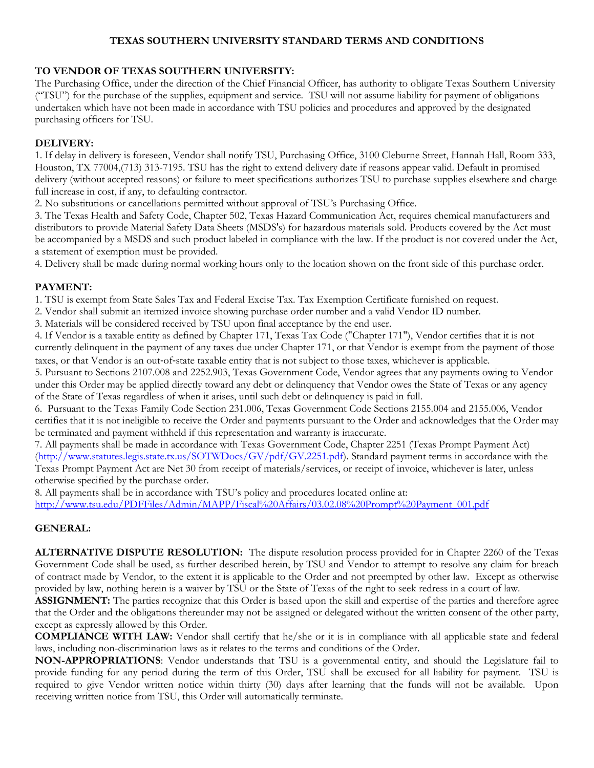# TEXAS SOUTHERN UNIVERSITY STANDARD TERMS AND CONDITIONS

## TO VENDOR OF TEXAS SOUTHERN UNIVERSITY:

The Purchasing Office, under the direction of the Chief Financial Officer, has authority to obligate Texas Southern University ("TSU") for the purchase of the supplies, equipment and service. TSU will not assume liability for payment of obligations undertaken which have not been made in accordance with TSU policies and procedures and approved by the designated purchasing officers for TSU.

## DELIVERY:

1. If delay in delivery is foreseen, Vendor shall notify TSU, Purchasing Office, 3100 Cleburne Street, Hannah Hall, Room 333, Houston, TX 77004,(713) 313-7195. TSU has the right to extend delivery date if reasons appear valid. Default in promised delivery (without accepted reasons) or failure to meet specifications authorizes TSU to purchase supplies elsewhere and charge full increase in cost, if any, to defaulting contractor.
2. No substitutions or cancellations permitted without approval of TSU's Purchasing Office.
3. The Texas Health and Safety Code, Chapter 502, Texas Hazard Communication Act, requires chemical manufacturers and distributors to provide Material Safety Data Sheets (MSDS's) for hazardous materials sold. Products covered by the Act must be accompanied by a MSDS and such product labeled in compliance with the law. If the product is not covered under the Act, a statement of exemption must be provided.
4. Delivery shall be made during normal working hours only to the location shown on the front side of this purchase order.

## PAYMENT:

1. TSU is exempt from State Sales Tax and Federal Excise Tax. Tax Exemption Certificate furnished on request.
2. Vendor shall submit an itemized invoice showing purchase order number and a valid Vendor ID number.
3. Materials will be considered received by TSU upon final acceptance by the end user.
4. If Vendor is a taxable entity as defined by Chapter 171, Texas Tax Code ("Chapter 171"), Vendor certifies that it is not currently delinquent in the payment of any taxes due under Chapter 171, or that Vendor is exempt from the payment of those taxes, or that Vendor is an out-of-state taxable entity that is not subject to those taxes, whichever is applicable.
5. Pursuant to Sections 2107.008 and 2252.903, Texas Government Code, Vendor agrees that any payments owing to Vendor under this Order may be applied directly toward any debt or delinquency that Vendor owes the State of Texas or any agency of the State of Texas regardless of when it arises, until such debt or delinquency is paid in full.
6. Pursuant to the Texas Family Code Section 231.006, Texas Government Code Sections 2155.004 and 2155.006, Vendor certifies that it is not ineligible to receive the Order and payments pursuant to the Order and acknowledges that the Order may be terminated and payment withheld if this representation and warranty is inaccurate.
7. All payments shall be made in accordance with Texas Government Code, Chapter 2251 (Texas Prompt Payment Act) (http://www.statutes.legis.state.tx.us/SOTWDocs/GV/pdf/GV.2251.pdf). Standard payment terms in accordance with the Texas Prompt Payment Act are Net 30 from receipt of materials/services, or receipt of invoice, whichever is later, unless otherwise specified by the purchase order.
8. All payments shall be in accordance with TSU's policy and procedures located online at: http://www.tsu.edu/PDFFiles/Admin/MAPP/Fiscal%20Affairs/03.02.08%20Prompt%20Payment_001.pdf

## GENERAL:

**ALTERNATIVE DISPUTE RESOLUTION:** The dispute resolution process provided for in Chapter 2260 of the Texas Government Code shall be used, as further described herein, by TSU and Vendor to attempt to resolve any claim for breach of contract made by Vendor, to the extent it is applicable to the Order and not preempted by other law. Except as otherwise provided by law, nothing herein is a waiver by TSU or the State of Texas of the right to seek redress in a court of law.

**ASSIGNMENT:** The parties recognize that this Order is based upon the skill and expertise of the parties and therefore agree that the Order and the obligations thereunder may not be assigned or delegated without the written consent of the other party, except as expressly allowed by this Order.

**COMPLIANCE WITH LAW:** Vendor shall certify that he/she or it is in compliance with all applicable state and federal laws, including non-discrimination laws as it relates to the terms and conditions of the Order.

**NON-APPROPRIATIONS**: Vendor understands that TSU is a governmental entity, and should the Legislature fail to provide funding for any period during the term of this Order, TSU shall be excused for all liability for payment. TSU is required to give Vendor written notice within thirty (30) days after learning that the funds will not be available. Upon receiving written notice from TSU, this Order will automatically terminate.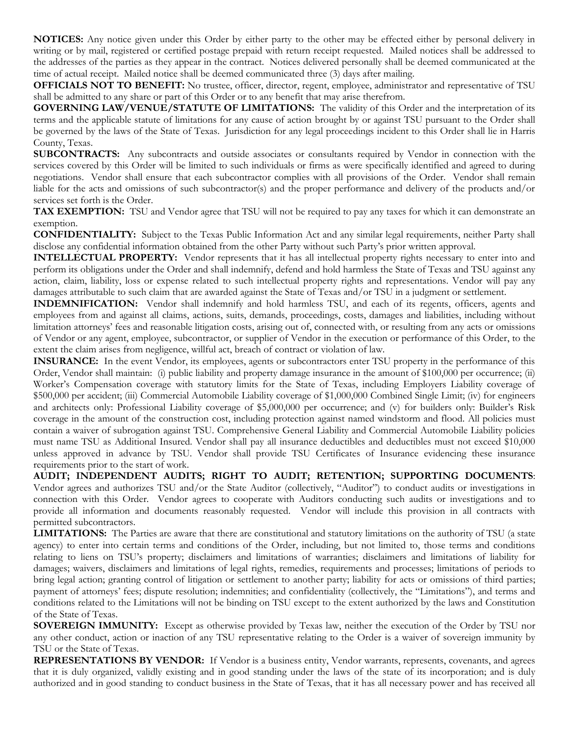**NOTICES:** Any notice given under this Order by either party to the other may be effected either by personal delivery in writing or by mail, registered or certified postage prepaid with return receipt requested. Mailed notices shall be addressed to the addresses of the parties as they appear in the contract. Notices delivered personally shall be deemed communicated at the time of actual receipt. Mailed notice shall be deemed communicated three (3) days after mailing.

**OFFICIALS NOT TO BENEFIT:** No trustee, officer, director, regent, employee, administrator and representative of TSU shall be admitted to any share or part of this Order or to any benefit that may arise therefrom.

**GOVERNING LAW/VENUE/STATUTE OF LIMITATIONS:** The validity of this Order and the interpretation of its terms and the applicable statute of limitations for any cause of action brought by or against TSU pursuant to the Order shall be governed by the laws of the State of Texas. Jurisdiction for any legal proceedings incident to this Order shall lie in Harris County, Texas.

**SUBCONTRACTS:** Any subcontracts and outside associates or consultants required by Vendor in connection with the services covered by this Order will be limited to such individuals or firms as were specifically identified and agreed to during negotiations. Vendor shall ensure that each subcontractor complies with all provisions of the Order. Vendor shall remain liable for the acts and omissions of such subcontractor(s) and the proper performance and delivery of the products and/or services set forth is the Order.

**TAX EXEMPTION:** TSU and Vendor agree that TSU will not be required to pay any taxes for which it can demonstrate an exemption.

**CONFIDENTIALITY:** Subject to the Texas Public Information Act and any similar legal requirements, neither Party shall disclose any confidential information obtained from the other Party without such Party's prior written approval.

**INTELLECTUAL PROPERTY:** Vendor represents that it has all intellectual property rights necessary to enter into and perform its obligations under the Order and shall indemnify, defend and hold harmless the State of Texas and TSU against any action, claim, liability, loss or expense related to such intellectual property rights and representations. Vendor will pay any damages attributable to such claim that are awarded against the State of Texas and/or TSU in a judgment or settlement.

**INDEMNIFICATION:** Vendor shall indemnify and hold harmless TSU, and each of its regents, officers, agents and employees from and against all claims, actions, suits, demands, proceedings, costs, damages and liabilities, including without limitation attorneys' fees and reasonable litigation costs, arising out of, connected with, or resulting from any acts or omissions of Vendor or any agent, employee, subcontractor, or supplier of Vendor in the execution or performance of this Order, to the extent the claim arises from negligence, willful act, breach of contract or violation of law.

**INSURANCE:** In the event Vendor, its employees, agents or subcontractors enter TSU property in the performance of this Order, Vendor shall maintain: (i) public liability and property damage insurance in the amount of $100,000 per occurrence; (ii) Worker's Compensation coverage with statutory limits for the State of Texas, including Employers Liability coverage of $500,000 per accident; (iii) Commercial Automobile Liability coverage of $1,000,000 Combined Single Limit; (iv) for engineers and architects only: Professional Liability coverage of $5,000,000 per occurrence; and (v) for builders only: Builder's Risk coverage in the amount of the construction cost, including protection against named windstorm and flood. All policies must contain a waiver of subrogation against TSU. Comprehensive General Liability and Commercial Automobile Liability policies must name TSU as Additional Insured. Vendor shall pay all insurance deductibles and deductibles must not exceed $10,000 unless approved in advance by TSU. Vendor shall provide TSU Certificates of Insurance evidencing these insurance requirements prior to the start of work.

**AUDIT; INDEPENDENT AUDITS; RIGHT TO AUDIT; RETENTION; SUPPORTING DOCUMENTS**: Vendor agrees and authorizes TSU and/or the State Auditor (collectively, "Auditor") to conduct audits or investigations in connection with this Order. Vendor agrees to cooperate with Auditors conducting such audits or investigations and to provide all information and documents reasonably requested. Vendor will include this provision in all contracts with permitted subcontractors.

**LIMITATIONS:** The Parties are aware that there are constitutional and statutory limitations on the authority of TSU (a state agency) to enter into certain terms and conditions of the Order, including, but not limited to, those terms and conditions relating to liens on TSU's property; disclaimers and limitations of warranties; disclaimers and limitations of liability for damages; waivers, disclaimers and limitations of legal rights, remedies, requirements and processes; limitations of periods to bring legal action; granting control of litigation or settlement to another party; liability for acts or omissions of third parties; payment of attorneys' fees; dispute resolution; indemnities; and confidentiality (collectively, the "Limitations"), and terms and conditions related to the Limitations will not be binding on TSU except to the extent authorized by the laws and Constitution of the State of Texas.

**SOVEREIGN IMMUNITY:** Except as otherwise provided by Texas law, neither the execution of the Order by TSU nor any other conduct, action or inaction of any TSU representative relating to the Order is a waiver of sovereign immunity by TSU or the State of Texas.

**REPRESENTATIONS BY VENDOR:** If Vendor is a business entity, Vendor warrants, represents, covenants, and agrees that it is duly organized, validly existing and in good standing under the laws of the state of its incorporation; and is duly authorized and in good standing to conduct business in the State of Texas, that it has all necessary power and has received all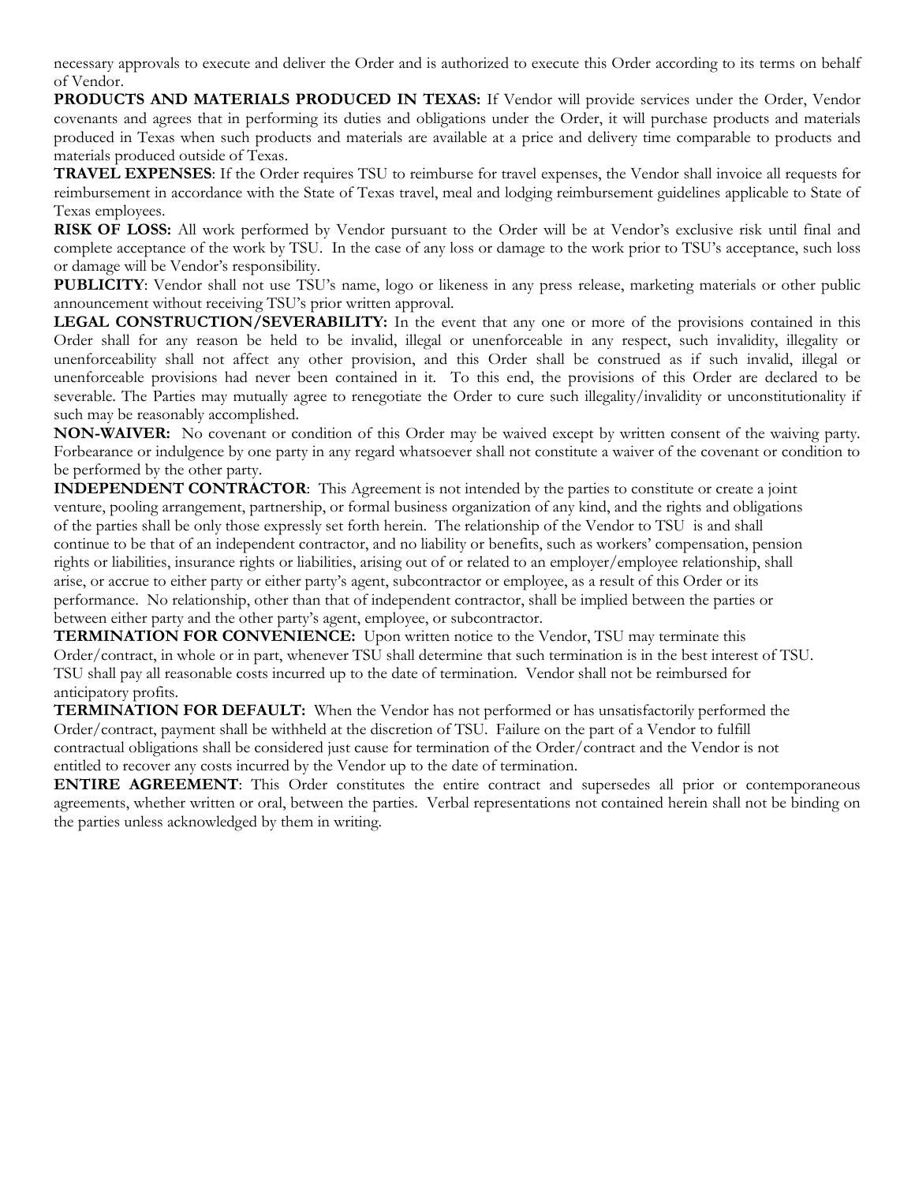necessary approvals to execute and deliver the Order and is authorized to execute this Order according to its terms on behalf of Vendor.

**PRODUCTS AND MATERIALS PRODUCED IN TEXAS:** If Vendor will provide services under the Order, Vendor covenants and agrees that in performing its duties and obligations under the Order, it will purchase products and materials produced in Texas when such products and materials are available at a price and delivery time comparable to products and materials produced outside of Texas.

**TRAVEL EXPENSES**: If the Order requires TSU to reimburse for travel expenses, the Vendor shall invoice all requests for reimbursement in accordance with the State of Texas travel, meal and lodging reimbursement guidelines applicable to State of Texas employees.

**RISK OF LOSS:** All work performed by Vendor pursuant to the Order will be at Vendor's exclusive risk until final and complete acceptance of the work by TSU. In the case of any loss or damage to the work prior to TSU's acceptance, such loss or damage will be Vendor's responsibility.

**PUBLICITY**: Vendor shall not use TSU's name, logo or likeness in any press release, marketing materials or other public announcement without receiving TSU's prior written approval.

**LEGAL CONSTRUCTION/SEVERABILITY:** In the event that any one or more of the provisions contained in this Order shall for any reason be held to be invalid, illegal or unenforceable in any respect, such invalidity, illegality or unenforceability shall not affect any other provision, and this Order shall be construed as if such invalid, illegal or unenforceable provisions had never been contained in it. To this end, the provisions of this Order are declared to be severable. The Parties may mutually agree to renegotiate the Order to cure such illegality/invalidity or unconstitutionality if such may be reasonably accomplished.

**NON-WAIVER:** No covenant or condition of this Order may be waived except by written consent of the waiving party. Forbearance or indulgence by one party in any regard whatsoever shall not constitute a waiver of the covenant or condition to be performed by the other party.

**INDEPENDENT CONTRACTOR**: This Agreement is not intended by the parties to constitute or create a joint venture, pooling arrangement, partnership, or formal business organization of any kind, and the rights and obligations of the parties shall be only those expressly set forth herein. The relationship of the Vendor to TSU is and shall continue to be that of an independent contractor, and no liability or benefits, such as workers' compensation, pension rights or liabilities, insurance rights or liabilities, arising out of or related to an employer/employee relationship, shall arise, or accrue to either party or either party's agent, subcontractor or employee, as a result of this Order or its performance. No relationship, other than that of independent contractor, shall be implied between the parties or between either party and the other party's agent, employee, or subcontractor.

**TERMINATION FOR CONVENIENCE:** Upon written notice to the Vendor, TSU may terminate this Order/contract, in whole or in part, whenever TSU shall determine that such termination is in the best interest of TSU. TSU shall pay all reasonable costs incurred up to the date of termination. Vendor shall not be reimbursed for anticipatory profits.

**TERMINATION FOR DEFAULT:** When the Vendor has not performed or has unsatisfactorily performed the Order/contract, payment shall be withheld at the discretion of TSU. Failure on the part of a Vendor to fulfill contractual obligations shall be considered just cause for termination of the Order/contract and the Vendor is not entitled to recover any costs incurred by the Vendor up to the date of termination.

**ENTIRE AGREEMENT**: This Order constitutes the entire contract and supersedes all prior or contemporaneous agreements, whether written or oral, between the parties. Verbal representations not contained herein shall not be binding on the parties unless acknowledged by them in writing.